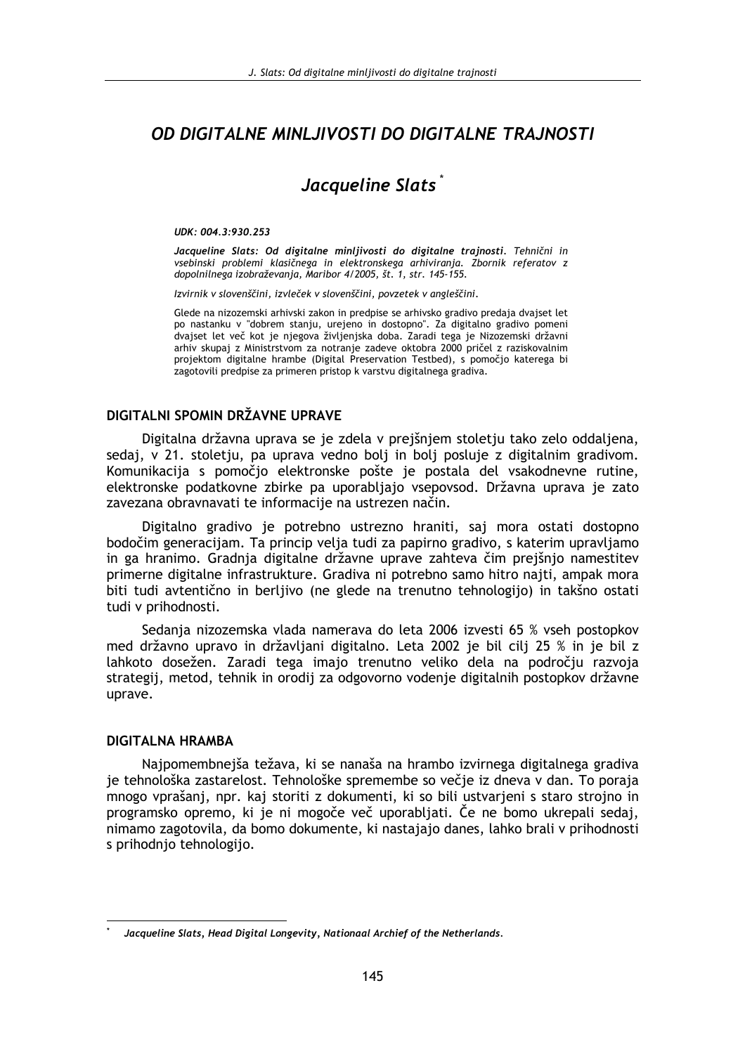# OD DIGITALNE MINLJIVOSTI DO DIGITALNE TRAJNOSTI

## Jacqueline Slats*

***UDK: 004.3:930.253***

***Jacqueline Slats: Od digitalne minljivosti do digitalne trajnosti.*** *Tehnični in vsebinski problemi klasičnega in elektronskega arhiviranja. Zbornik referatov z dopolnilnega izobraževanja, Maribor 4/2005, št. 1, str. 145-155.*

*Izvirnik v slovenščini, izvleček v slovenščini, povzetek v angleščini.*

Glede na nizozemski arhivski zakon in predpise se arhivsko gradivo predaja dvajset let po nastanku v "dobrem stanju, urejeno in dostopno". Za digitalno gradivo pomeni dvajset let več kot je njegova življenjska doba. Zaradi tega je Nizozemski državni arhiv skupaj z Ministrstvom za notranje zadeve oktobra 2000 pričel z raziskovalnim projektom digitalne hrambe (Digital Preservation Testbed), s pomočjo katerega bi zagotovili predpise za primeren pristop k varstvu digitalnega gradiva.

### DIGITALNI SPOMIN DRŽAVNE UPRAVE

Digitalna državna uprava se je zdela v prejšnjem stoletju tako zelo oddaljena, sedaj, v 21. stoletju, pa uprava vedno bolj in bolj posluje z digitalnim gradivom. Komunikacija s pomočjo elektronske pošte je postala del vsakodnevne rutine, elektronske podatkovne zbirke pa uporabljajo vsepovsod. Državna uprava je zato zavezana obravnavati te informacije na ustrezen način.

Digitalno gradivo je potrebno ustrezno hraniti, saj mora ostati dostopno bodočim generacijam. Ta princip velja tudi za papirno gradivo, s katerim upravljamo in ga hranimo. Gradnja digitalne državne uprave zahteva čim prejšnjo namestitev primerne digitalne infrastrukture. Gradiva ni potrebno samo hitro najti, ampak mora biti tudi avtentično in berljivo (ne glede na trenutno tehnologijo) in takšno ostati tudi v prihodnosti.

Sedanja nizozemska vlada namerava do leta 2006 izvesti 65 % vseh postopkov med državno upravo in državljani digitalno. Leta 2002 je bil cilj 25 % in je bil z lahkoto dosežen. Zaradi tega imajo trenutno veliko dela na področju razvoja strategij, metod, tehnik in orodij za odgovorno vodenje digitalnih postopkov državne uprave.

### DIGITALNA HRAMBA

Najpomembnejša težava, ki se nanaša na hrambo izvirnega digitalnega gradiva je tehnološka zastarelost. Tehnološke spremembe so večje iz dneva v dan. To poraja mnogo vprašanj, npr. kaj storiti z dokumenti, ki so bili ustvarjeni s staro strojno in programsko opremo, ki je ni mogoče več uporabljati. Če ne bomo ukrepali sedaj, nimamo zagotovila, da bomo dokumente, ki nastajajo danes, lahko brali v prihodnosti s prihodnjo tehnologijo.

---

\* *Jacqueline Slats, Head Digital Longevity, Nationaal Archief of the Netherlands.*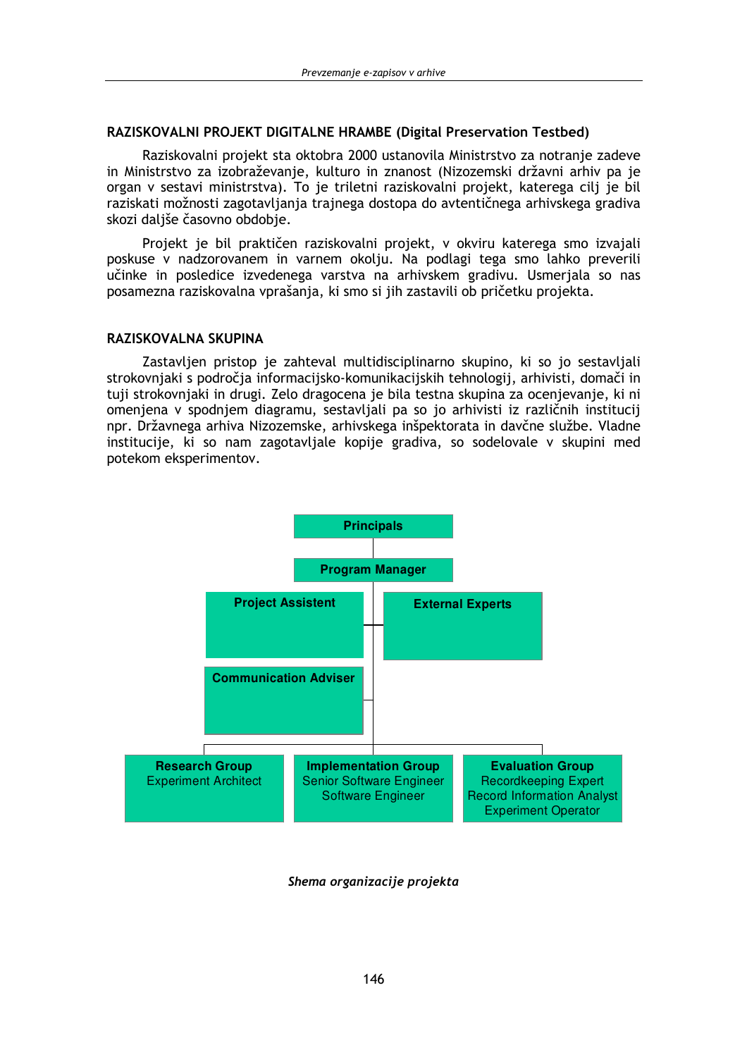## RAZISKOVALNI PROJEKT DIGITALNE HRAMBE (Digital Preservation Testbed)

Raziskovalni projekt sta oktobra 2000 ustanovila Ministrstvo za notranje zadeve in Ministrstvo za izobraževanje, kulturo in znanost (Nizozemski državni arhiv pa je organ v sestavi ministrstva). To je triletni raziskovalni projekt, katerega cilj je bil raziskati možnosti zagotavljanja trajnega dostopa do avtentičnega arhivskega gradiva skozi daljše časovno obdobje.

Projekt je bil praktičen raziskovalni projekt, v okviru katerega smo izvajali poskuse v nadzorovanem in varnem okolju. Na podlagi tega smo lahko preverili učinke in posledice izvedenega varstva na arhivskem gradivu. Usmerjala so nas posamezna raziskovalna vprašanja, ki smo si jih zastavili ob pričetku projekta.

## RAZISKOVALNA SKUPINA

Zastavljen pristop je zahteval multidisciplinarno skupino, ki so jo sestavljali strokovnjaki s področja informacijsko-komunikacijskih tehnologij, arhivisti, domači in tuji strokovnjaki in drugi. Zelo dragocena je bila testna skupina za ocenjevanje, ki ni omenjena v spodnjem diagramu, sestavljali pa so jo arhivisti iz različnih institucij npr. Državnega arhiva Nizozemske, arhivskega inšpektorata in davčne službe. Vladne institucije, ki so nam zagotavljale kopije gradiva, so sodelovale v skupini med potekom eksperimentov.

- **Principals**
  - **Program Manager**
    - **Project Assistant**
    - **External Experts**
    - **Communication Adviser**
    - **Research Group**: Experiment Architect
    - **Implementation Group**: Senior Software Engineer, Software Engineer
    - **Evaluation Group**: Recordkeeping Expert, Record Information Analyst, Experiment Operator

*Shema organizacije projekta*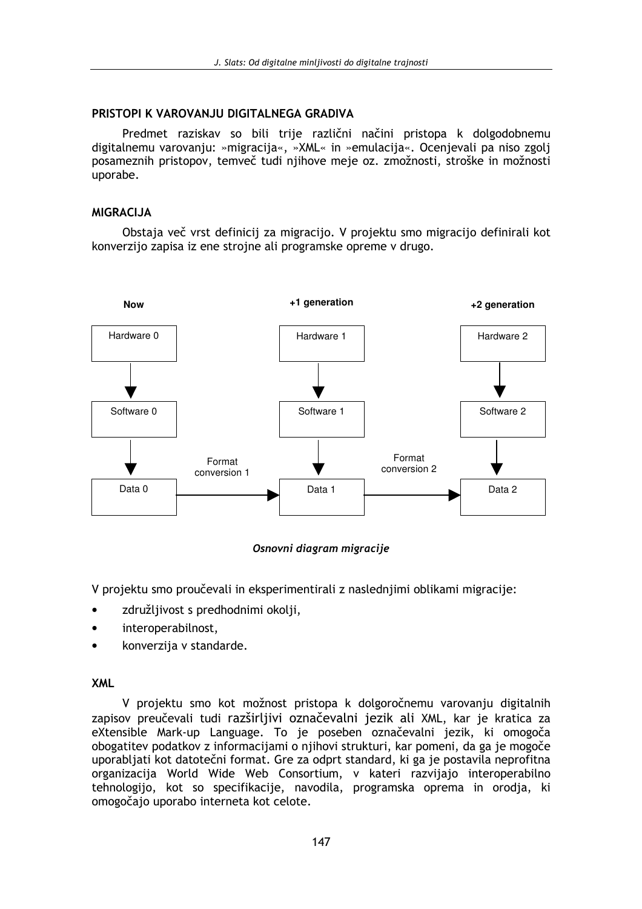## PRISTOPI K VAROVANJU DIGITALNEGA GRADIVA

Predmet raziskav so bili trije različni načini pristopa k dolgodobnemu digitalnemu varovanju: »migracija«, »XML« in »emulacija«. Ocenjevali pa niso zgolj posameznih pristopov, temveč tudi njihove meje oz. zmožnosti, stroške in možnosti uporabe.

## MIGRACIJA

Obstaja več vrst definicij za migracijo. V projektu smo migracijo definirali kot konverzijo zapisa iz ene strojne ali programske opreme v drugo.

*Osnovni diagram migracije*

V projektu smo proučevali in eksperimentirali z naslednjimi oblikami migracije:

- združljivost s predhodnimi okolji,
- interoperabilnost,
- konverzija v standarde.

## XML

V projektu smo kot možnost pristopa k dolgoročnemu varovanju digitalnih zapisov preučevali tudi razširljivi označevalni jezik ali XML, kar je kratica za eXtensible Mark-up Language. To je poseben označevalni jezik, ki omogoča obogatitev podatkov z informacijami o njihovi strukturi, kar pomeni, da ga je mogoče uporabljati kot datotečni format. Gre za odprt standard, ki ga je postavila neprofitna organizacija World Wide Web Consortium, v kateri razvijajo interoperabilno tehnologijo, kot so specifikacije, navodila, programska oprema in orodja, ki omogočajo uporabo interneta kot celote.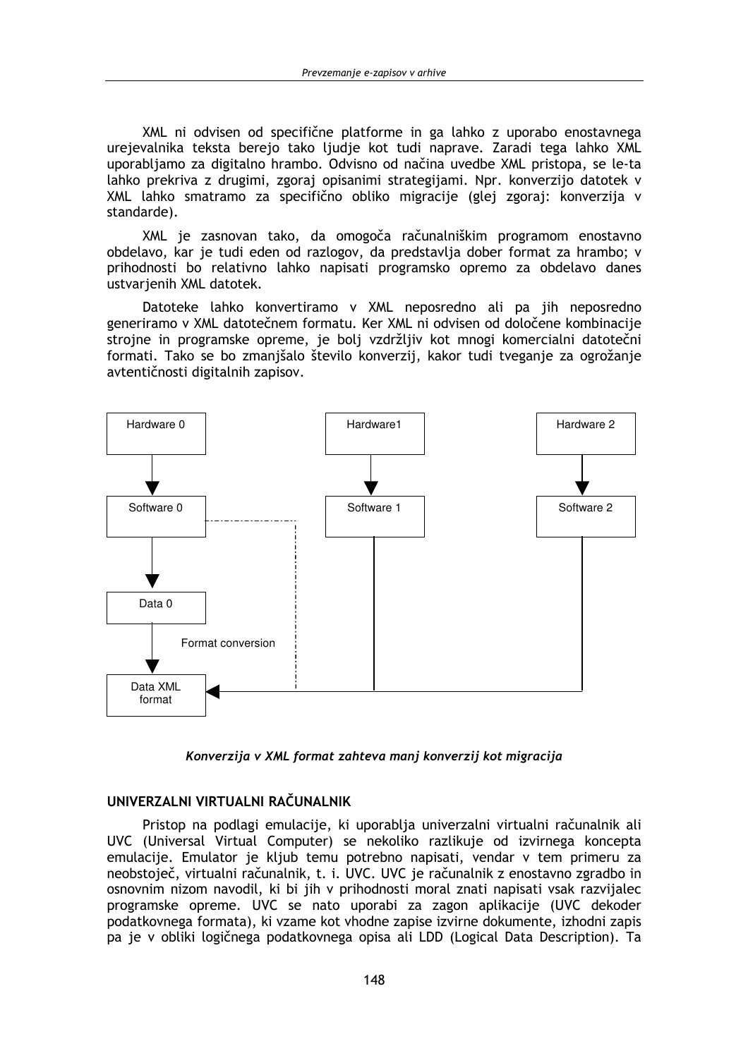XML ni odvisen od specifične platforme in ga lahko z uporabo enostavnega urejevalnika teksta berejo tako ljudje kot tudi naprave. Zaradi tega lahko XML uporabljamo za digitalno hrambo. Odvisno od načina uvedbe XML pristopa, se le-ta lahko prekriva z drugimi, zgoraj opisanimi strategijami. Npr. konverzijo datotek v XML lahko smatramo za specifično obliko migracije (glej zgoraj: konverzija v standarde).

XML je zasnovan tako, da omogoča računalniškim programom enostavno obdelavo, kar je tudi eden od razlogov, da predstavlja dober format za hrambo; v prihodnosti bo relativno lahko napisati programsko opremo za obdelavo danes ustvarjenih XML datotek.

Datoteke lahko konvertiramo v XML neposredno ali pa jih neposredno generiramo v XML datotečnem formatu. Ker XML ni odvisen od določene kombinacije strojne in programske opreme, je bolj vzdržljiv kot mnogi komercialni datotečni formati. Tako se bo zmanjšalo število konverzij, kakor tudi tveganje za ogrožanje avtentičnosti digitalnih zapisov.

Hardware 0 → Software 0 → Data 0 → (Format conversion) → Data XML format

Hardware1 → Software 1 → Data XML format

Hardware 2 → Software 2 → Data XML format

***Konverzija v XML format zahteva manj konverzij kot migracija***

## UNIVERZALNI VIRTUALNI RAČUNALNIK

Pristop na podlagi emulacije, ki uporablja univerzalni virtualni računalnik ali UVC (Universal Virtual Computer) se nekoliko razlikuje od izvirnega koncepta emulacije. Emulator je kljub temu potrebno napisati, vendar v tem primeru za neobstoječ, virtualni računalnik, t. i. UVC. UVC je računalnik z enostavno zgradbo in osnovnim nizom navodil, ki bi jih v prihodnosti moral znati napisati vsak razvijalec programske opreme. UVC se nato uporabi za zagon aplikacije (UVC dekoder podatkovnega formata), ki vzame kot vhodne zapise izvirne dokumente, izhodni zapis pa je v obliki logičnega podatkovnega opisa ali LDD (Logical Data Description). Ta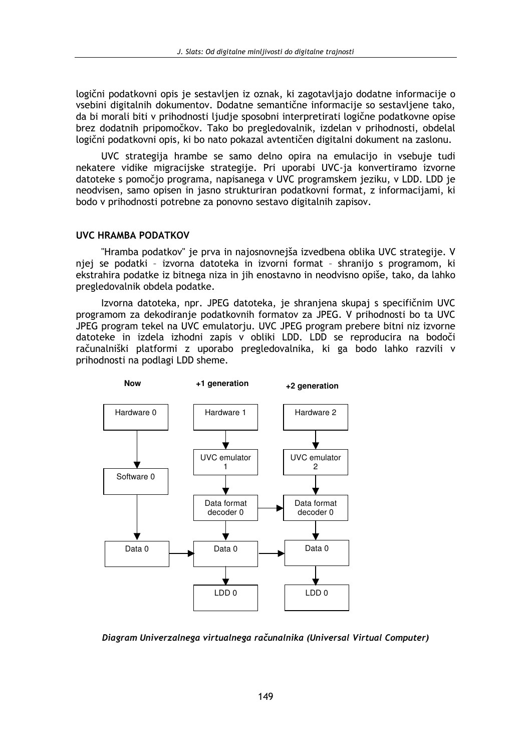logični podatkovni opis je sestavljen iz oznak, ki zagotavljajo dodatne informacije o vsebini digitalnih dokumentov. Dodatne semantične informacije so sestavljene tako, da bi morali biti v prihodnosti ljudje sposobni interpretirati logične podatkovne opise brez dodatnih pripomočkov. Tako bo pregledovalnik, izdelan v prihodnosti, obdelal logični podatkovni opis, ki bo nato pokazal avtentičen digitalni dokument na zaslonu.

UVC strategija hrambe se samo delno opira na emulacijo in vsebuje tudi nekatere vidike migracijske strategije. Pri uporabi UVC-ja konvertiramo izvorne datoteke s pomočjo programa, napisanega v UVC programskem jeziku, v LDD. LDD je neodvisen, samo opisen in jasno strukturiran podatkovni format, z informacijami, ki bodo v prihodnosti potrebne za ponovno sestavo digitalnih zapisov.

## UVC HRAMBA PODATKOV

"Hramba podatkov" je prva in najosnovnejša izvedbena oblika UVC strategije. V njej se podatki – izvorna datoteka in izvorni format – shranijo s programom, ki ekstrahira podatke iz bitnega niza in jih enostavno in neodvisno opiše, tako, da lahko pregledovalnik obdela podatke.

Izvorna datoteka, npr. JPEG datoteka, je shranjena skupaj s specifičnim UVC programom za dekodiranje podatkovnih formatov za JPEG. V prihodnosti bo ta UVC JPEG program tekel na UVC emulatorju. UVC JPEG program prebere bitni niz izvorne datoteke in izdela izhodni zapis v obliki LDD. LDD se reproducira na bodoči računalniški platformi z uporabo pregledovalnika, ki ga bodo lahko razvili v prihodnosti na podlagi LDD sheme.

| Now | +1 generation | +2 generation |
|---|---|---|
| Hardware 0 | Hardware 1 | Hardware 2 |
| Software 0 | UVC emulator 1 | UVC emulator 2 |
| | Data format decoder 0 | Data format decoder 0 |
| Data 0 | Data 0 | Data 0 |
| | LDD 0 | LDD 0 |

*Diagram Univerzalnega virtualnega računalnika (Universal Virtual Computer)*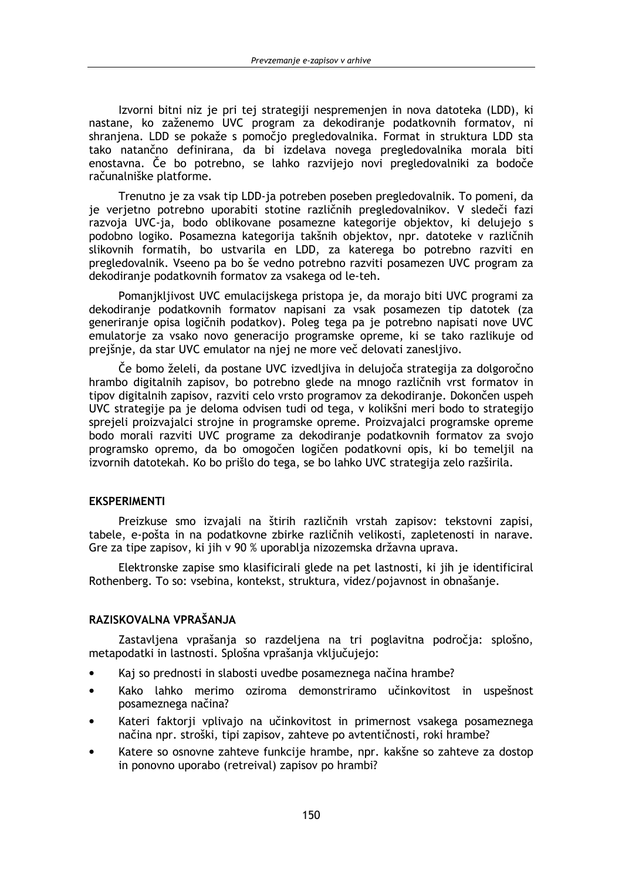Izvorni bitni niz je pri tej strategiji nespremenjen in nova datoteka (LDD), ki nastane, ko zaženemo UVC program za dekodiranje podatkovnih formatov, ni shranjena. LDD se pokaže s pomočjo pregledovalnika. Format in struktura LDD sta tako natančno definirana, da bi izdelava novega pregledovalnika morala biti enostavna. Če bo potrebno, se lahko razvijejo novi pregledovalniki za bodoče računalniške platforme.

Trenutno je za vsak tip LDD-ja potreben poseben pregledovalnik. To pomeni, da je verjetno potrebno uporabiti stotine različnih pregledovalnikov. V sledeči fazi razvoja UVC-ja, bodo oblikovane posamezne kategorije objektov, ki delujejo s podobno logiko. Posamezna kategorija takšnih objektov, npr. datoteke v različnih slikovnih formatih, bo ustvarila en LDD, za katerega bo potrebno razviti en pregledovalnik. Vseeno pa bo še vedno potrebno razviti posamezen UVC program za dekodiranje podatkovnih formatov za vsakega od le-teh.

Pomanjkljivost UVC emulacijskega pristopa je, da morajo biti UVC programi za dekodiranje podatkovnih formatov napisani za vsak posamezen tip datotek (za generiranje opisa logičnih podatkov). Poleg tega pa je potrebno napisati nove UVC emulatorje za vsako novo generacijo programske opreme, ki se tako razlikuje od prejšnje, da star UVC emulator na njej ne more več delovati zanesljivo.

Če bomo želeli, da postane UVC izvedljiva in delujoča strategija za dolgoročno hrambo digitalnih zapisov, bo potrebno glede na mnogo različnih vrst formatov in tipov digitalnih zapisov, razviti celo vrsto programov za dekodiranje. Dokončen uspeh UVC strategije pa je deloma odvisen tudi od tega, v kolikšni meri bodo to strategijo sprejeli proizvajalci strojne in programske opreme. Proizvajalci programske opreme bodo morali razviti UVC programe za dekodiranje podatkovnih formatov za svojo programsko opremo, da bo omogočen logičen podatkovni opis, ki bo temeljil na izvornih datotekah. Ko bo prišlo do tega, se bo lahko UVC strategija zelo razširila.

## EKSPERIMENTI

Preizkuse smo izvajali na štirih različnih vrstah zapisov: tekstovni zapisi, tabele, e-pošta in na podatkovne zbirke različnih velikosti, zapletenosti in narave. Gre za tipe zapisov, ki jih v 90 % uporablja nizozemska državna uprava.

Elektronske zapise smo klasificirali glede na pet lastnosti, ki jih je identificiral Rothenberg. To so: vsebina, kontekst, struktura, videz/pojavnost in obnašanje.

## RAZISKOVALNA VPRAŠANJA

Zastavljena vprašanja so razdeljena na tri poglavitna področja: splošno, metapodatki in lastnosti. Splošna vprašanja vključujejo:

- Kaj so prednosti in slabosti uvedbe posameznega načina hrambe?
- Kako lahko merimo oziroma demonstriramo učinkovitost in uspešnost posameznega načina?
- Kateri faktorji vplivajo na učinkovitost in primernost vsakega posameznega načina npr. stroški, tipi zapisov, zahteve po avtentičnosti, roki hrambe?
- Katere so osnovne zahteve funkcije hrambe, npr. kakšne so zahteve za dostop in ponovno uporabo (retreival) zapisov po hrambi?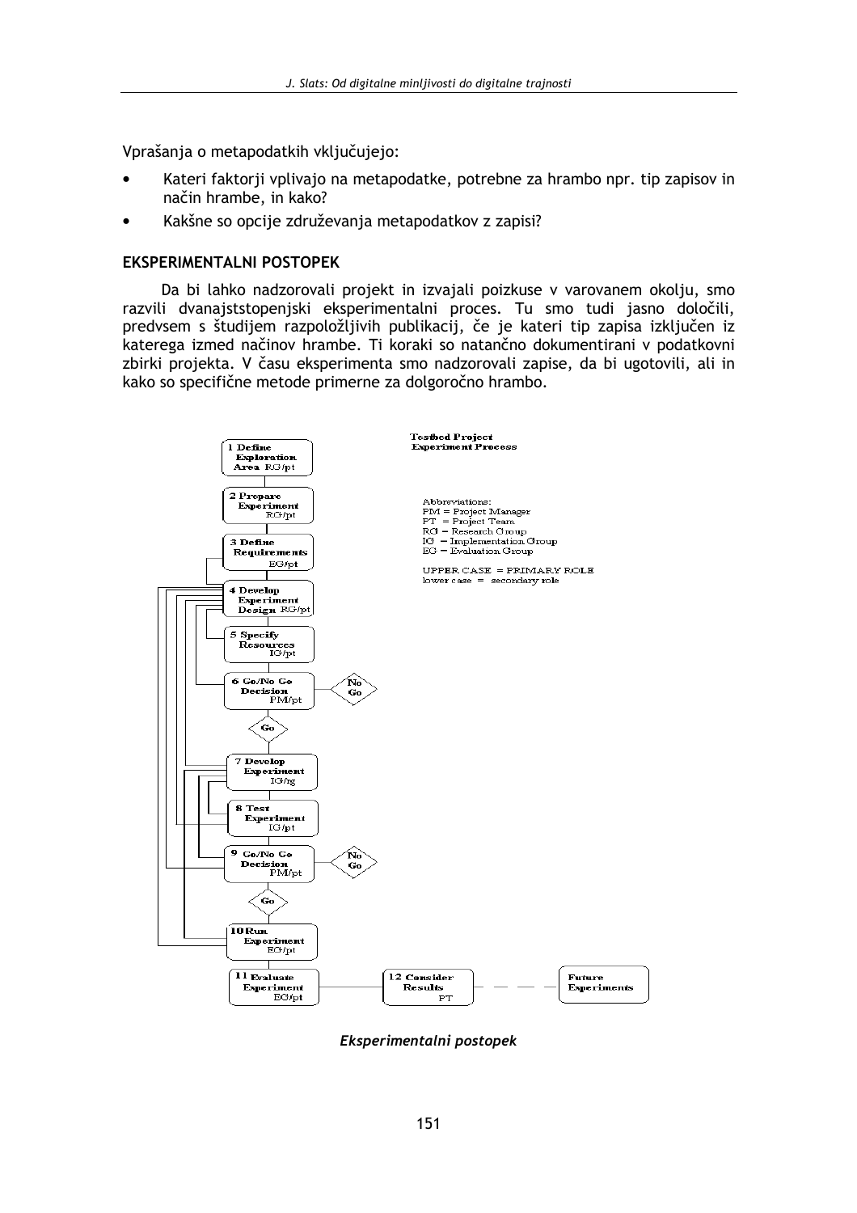Vprašanja o metapodatkih vključujejo:

- Kateri faktorji vplivajo na metapodatke, potrebne za hrambo npr. tip zapisov in način hrambe, in kako?
- Kakšne so opcije združevanja metapodatkov z zapisi?

### EKSPERIMENTALNI POSTOPEK

Da bi lahko nadzorovali projekt in izvajali poizkuse v varovanem okolju, smo razvili dvanajststopenjski eksperimentalni proces. Tu smo tudi jasno določili, predvsem s študijem razpoložljivih publikacij, če je kateri tip zapisa izključen iz katerega izmed načinov hrambe. Ti koraki so natančno dokumentirani v podatkovni zbirki projekta. V času eksperimenta smo nadzorovali zapise, da bi ugotovili, ali in kako so specifične metode primerne za dolgoročno hrambo.

Testbed Project
Experiment Process

Abbreviations:
PM = Project Manager
PT = Project Team
RG = Research Group
IG = Implementation Group
EG = Evaluation Group

UPPER CASE = PRIMARY ROLE
lower case = secondary role

1 Define Exploration Area RG/pt

2 Prepare Experiment RG/pt

3 Define Requirements EG/pt

4 Develop Experiment Design RG/pt

5 Specify Resources IG/pt

6 Go/No Go Decision PM/pt — No Go / Go

7 Develop Experiment IG/rg

8 Test Experiment IG/pt

9 Go/No Go Decision PM/pt — No Go / Go

10 Run Experiment EG/pt

11 Evaluate Experiment EG/pt

12 Consider Results PT

Future Experiments

*Eksperimentalni postopek*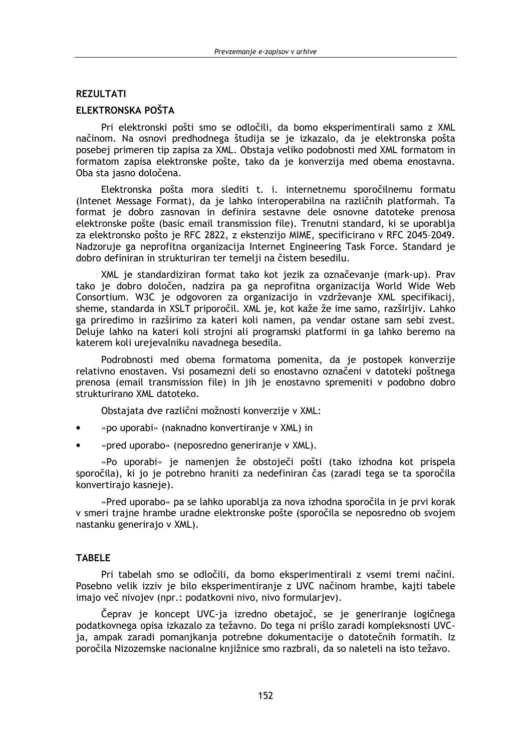**REZULTATI**

**ELEKTRONSKA POŠTA**

Pri elektronski pošti smo se odločili, da bomo eksperimentirali samo z XML načinom. Na osnovi predhodnega študija se je izkazalo, da je elektronska pošta posebej primeren tip zapisa za XML. Obstaja veliko podobnosti med XML formatom in formatom zapisa elektronske pošte, tako da je konverzija med obema enostavna. Oba sta jasno določena.

Elektronska pošta mora slediti t. i. internetnemu sporočilnemu formatu (Intenet Message Format), da je lahko interoperabilna na različnih platformah. Ta format je dobro zasnovan in definira sestavne dele osnovne datoteke prenosa elektronske pošte (basic email transmission file). Trenutni standard, ki se uporablja za elektronsko pošto je RFC 2822, z ekstenzijo MIME, specificirano v RFC 2045–2049. Nadzoruje ga neprofitna organizacija Internet Engineering Task Force. Standard je dobro definiran in strukturiran ter temelji na čistem besedilu.

XML je standardiziran format tako kot jezik za označevanje (mark-up). Prav tako je dobro določen, nadzira pa ga neprofitna organizacija World Wide Web Consortium. W3C je odgovoren za organizacijo in vzdrževanje XML specifikacij, sheme, standarda in XSLT priporočil. XML je, kot kaže že ime samo, razširljiv. Lahko ga priredimo in razširimo za kateri koli namen, pa vendar ostane sam sebi zvest. Deluje lahko na kateri koli strojni ali programski platformi in ga lahko beremo na katerem koli urejevalniku navadnega besedila.

Podrobnosti med obema formatoma pomenita, da je postopek konverzije relativno enostaven. Vsi posamezni deli so enostavno označeni v datoteki poštnega prenosa (email transmission file) in jih je enostavno spremeniti v podobno dobro strukturirano XML datoteko.

Obstajata dve različni možnosti konverzije v XML:

- »po uporabi« (naknadno konvertiranje v XML) in
- »pred uporabo« (neposredno generiranje v XML).

»Po uporabi« je namenjen že obstoječi pošti (tako izhodna kot prispela sporočila), ki jo je potrebno hraniti za nedefiniran čas (zaradi tega se ta sporočila konvertirajo kasneje).

»Pred uporabo« pa se lahko uporablja za nova izhodna sporočila in je prvi korak v smeri trajne hrambe uradne elektronske pošte (sporočila se neposredno ob svojem nastanku generirajo v XML).

**TABELE**

Pri tabelah smo se odločili, da bomo eksperimentirali z vsemi tremi načini. Posebno velik izziv je bilo eksperimentiranje z UVC načinom hrambe, kajti tabele imajo več nivojev (npr.: podatkovni nivo, nivo formularjev).

Čeprav je koncept UVC-ja izredno obetajoč, se je generiranje logičnega podatkovnega opisa izkazalo za težavno. Do tega ni prišlo zaradi kompleksnosti UVC-ja, ampak zaradi pomanjkanja potrebne dokumentacije o datotečnih formatih. Iz poročila Nizozemske nacionalne knjižnice smo razbrali, da so naleteli na isto težavo.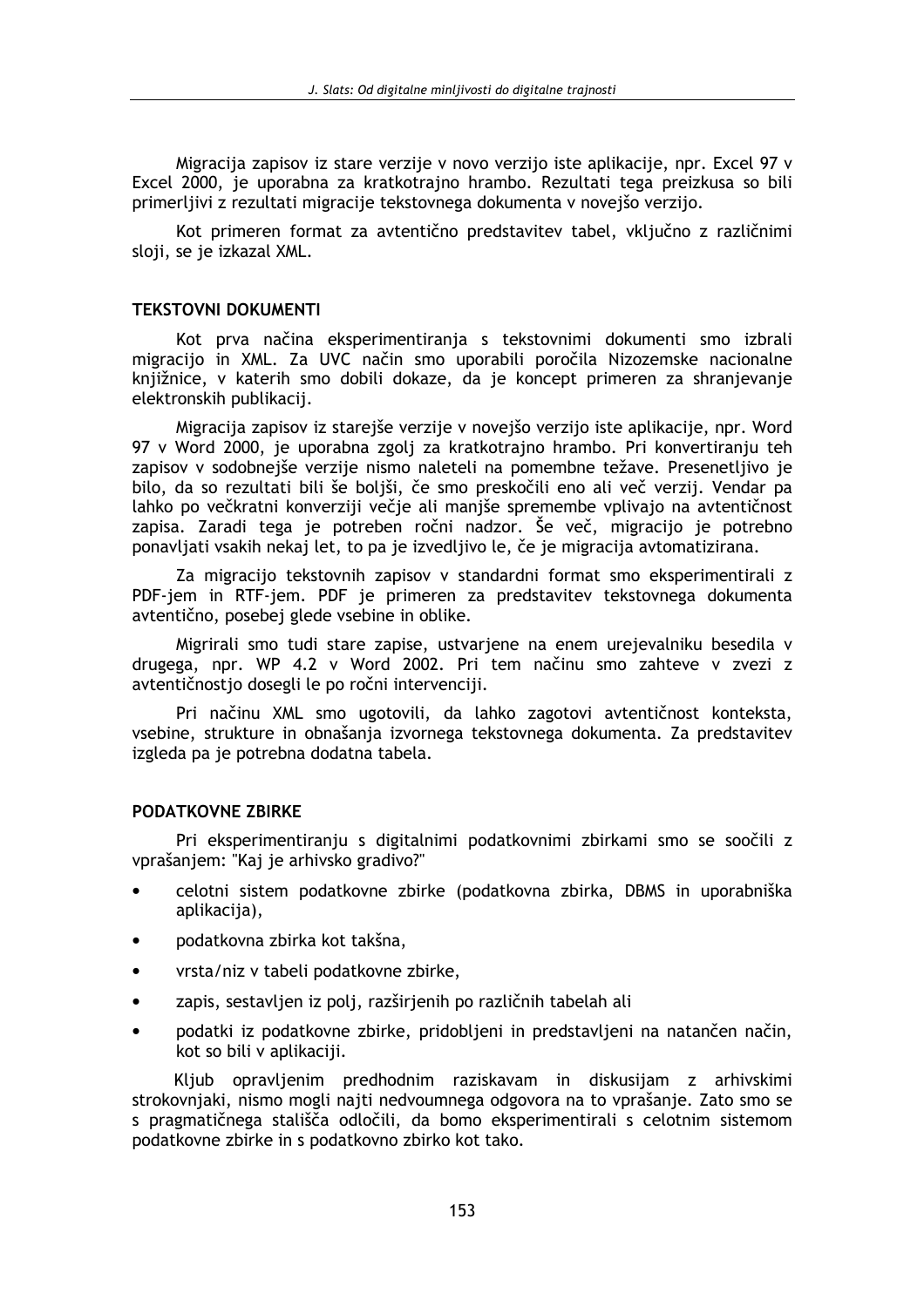Migracija zapisov iz stare verzije v novo verzijo iste aplikacije, npr. Excel 97 v Excel 2000, je uporabna za kratkotrajno hrambo. Rezultati tega preizkusa so bili primerljivi z rezultati migracije tekstovnega dokumenta v novejšo verzijo.

Kot primeren format za avtentično predstavitev tabel, vključno z različnimi sloji, se je izkazal XML.

## TEKSTOVNI DOKUMENTI

Kot prva načina eksperimentiranja s tekstovnimi dokumenti smo izbrali migracijo in XML. Za UVC način smo uporabili poročila Nizozemske nacionalne knjižnice, v katerih smo dobili dokaze, da je koncept primeren za shranjevanje elektronskih publikacij.

Migracija zapisov iz starejše verzije v novejšo verzijo iste aplikacije, npr. Word 97 v Word 2000, je uporabna zgolj za kratkotrajno hrambo. Pri konvertiranju teh zapisov v sodobnejše verzije nismo naleteli na pomembne težave. Presenetljivo je bilo, da so rezultati bili še boljši, če smo preskočili eno ali več verzij. Vendar pa lahko po večkratni konverziji večje ali manjše spremembe vplivajo na avtentičnost zapisa. Zaradi tega je potreben ročni nadzor. Še več, migracijo je potrebno ponavljati vsakih nekaj let, to pa je izvedljivo le, če je migracija avtomatizirana.

Za migracijo tekstovnih zapisov v standardni format smo eksperimentirali z PDF-jem in RTF-jem. PDF je primeren za predstavitev tekstovnega dokumenta avtentično, posebej glede vsebine in oblike.

Migrirali smo tudi stare zapise, ustvarjene na enem urejevalniku besedila v drugega, npr. WP 4.2 v Word 2002. Pri tem načinu smo zahteve v zvezi z avtentičnostjo dosegli le po ročni intervenciji.

Pri načinu XML smo ugotovili, da lahko zagotovi avtentičnost konteksta, vsebine, strukture in obnašanja izvornega tekstovnega dokumenta. Za predstavitev izgleda pa je potrebna dodatna tabela.

## PODATKOVNE ZBIRKE

Pri eksperimentiranju s digitalnimi podatkovnimi zbirkami smo se soočili z vprašanjem: "Kaj je arhivsko gradivo?"

- celotni sistem podatkovne zbirke (podatkovna zbirka, DBMS in uporabniška aplikacija),
- podatkovna zbirka kot takšna,
- vrsta/niz v tabeli podatkovne zbirke,
- zapis, sestavljen iz polj, razširjenih po različnih tabelah ali
- podatki iz podatkovne zbirke, pridobljeni in predstavljeni na natančen način, kot so bili v aplikaciji.

Kljub opravljenim predhodnim raziskavam in diskusijam z arhivskimi strokovnjaki, nismo mogli najti nedvoumnega odgovora na to vprašanje. Zato smo se s pragmatičnega stališča odločili, da bomo eksperimentirali s celotnim sistemom podatkovne zbirke in s podatkovno zbirko kot tako.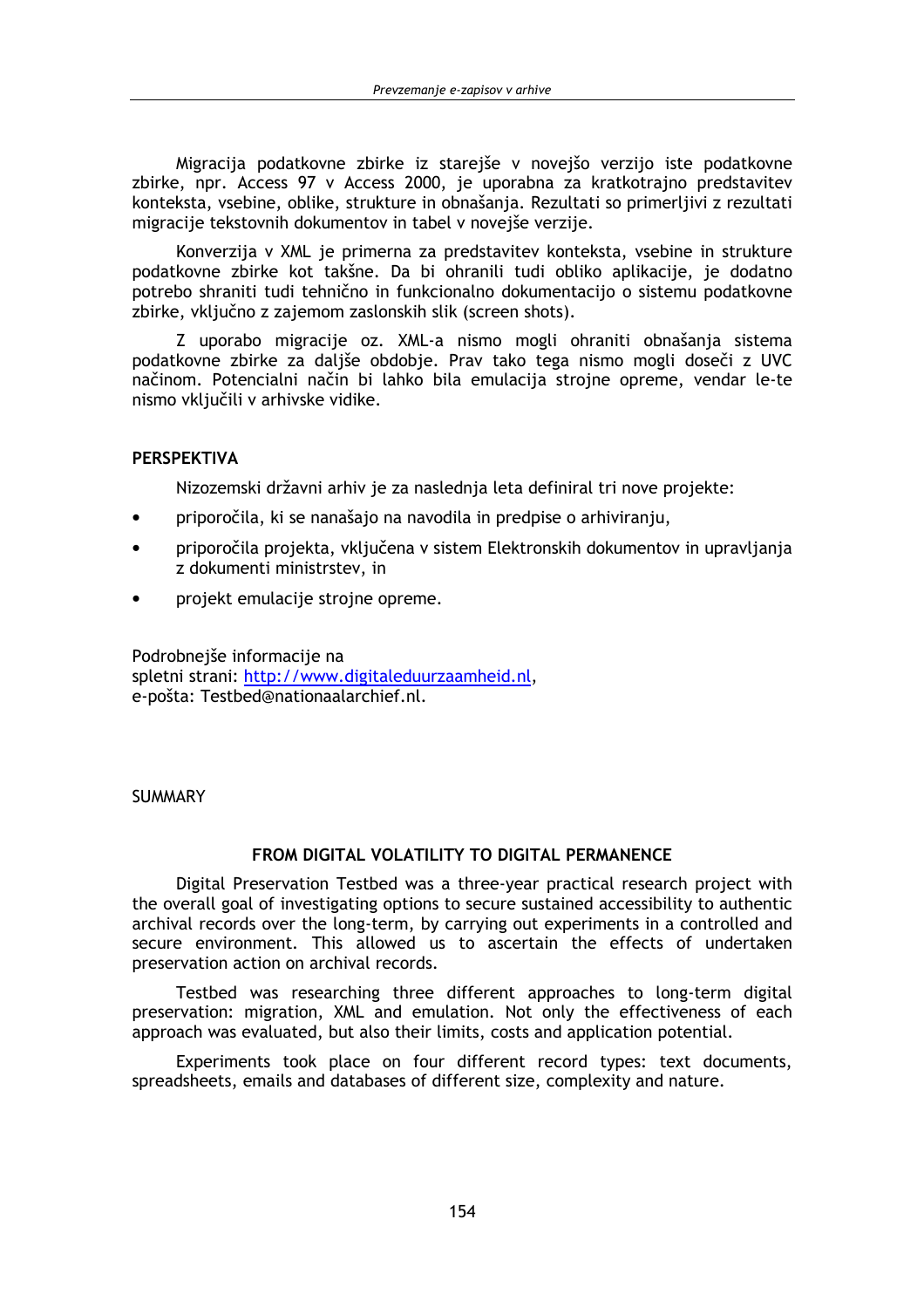Migracija podatkovne zbirke iz starejše v novejšo verzijo iste podatkovne zbirke, npr. Access 97 v Access 2000, je uporabna za kratkotrajno predstavitev konteksta, vsebine, oblike, strukture in obnašanja. Rezultati so primerljivi z rezultati migracije tekstovnih dokumentov in tabel v novejše verzije.

Konverzija v XML je primerna za predstavitev konteksta, vsebine in strukture podatkovne zbirke kot takšne. Da bi ohranili tudi obliko aplikacije, je dodatno potrebo shraniti tudi tehnično in funkcionalno dokumentacijo o sistemu podatkovne zbirke, vključno z zajemom zaslonskih slik (screen shots).

Z uporabo migracije oz. XML-a nismo mogli ohraniti obnašanja sistema podatkovne zbirke za daljše obdobje. Prav tako tega nismo mogli doseči z UVC načinom. Potencialni način bi lahko bila emulacija strojne opreme, vendar le-te nismo vključili v arhivske vidike.

## PERSPEKTIVA

Nizozemski državni arhiv je za naslednja leta definiral tri nove projekte:

- priporočila, ki se nanašajo na navodila in predpise o arhiviranju,
- priporočila projekta, vključena v sistem Elektronskih dokumentov in upravljanja z dokumenti ministrstev, in
- projekt emulacije strojne opreme.

Podrobnejše informacije na
spletni strani: http://www.digitaleduurzaamheid.nl,
e-pošta: Testbed@nationaalarchief.nl.

SUMMARY

### FROM DIGITAL VOLATILITY TO DIGITAL PERMANENCE

Digital Preservation Testbed was a three-year practical research project with the overall goal of investigating options to secure sustained accessibility to authentic archival records over the long-term, by carrying out experiments in a controlled and secure environment. This allowed us to ascertain the effects of undertaken preservation action on archival records.

Testbed was researching three different approaches to long-term digital preservation: migration, XML and emulation. Not only the effectiveness of each approach was evaluated, but also their limits, costs and application potential.

Experiments took place on four different record types: text documents, spreadsheets, emails and databases of different size, complexity and nature.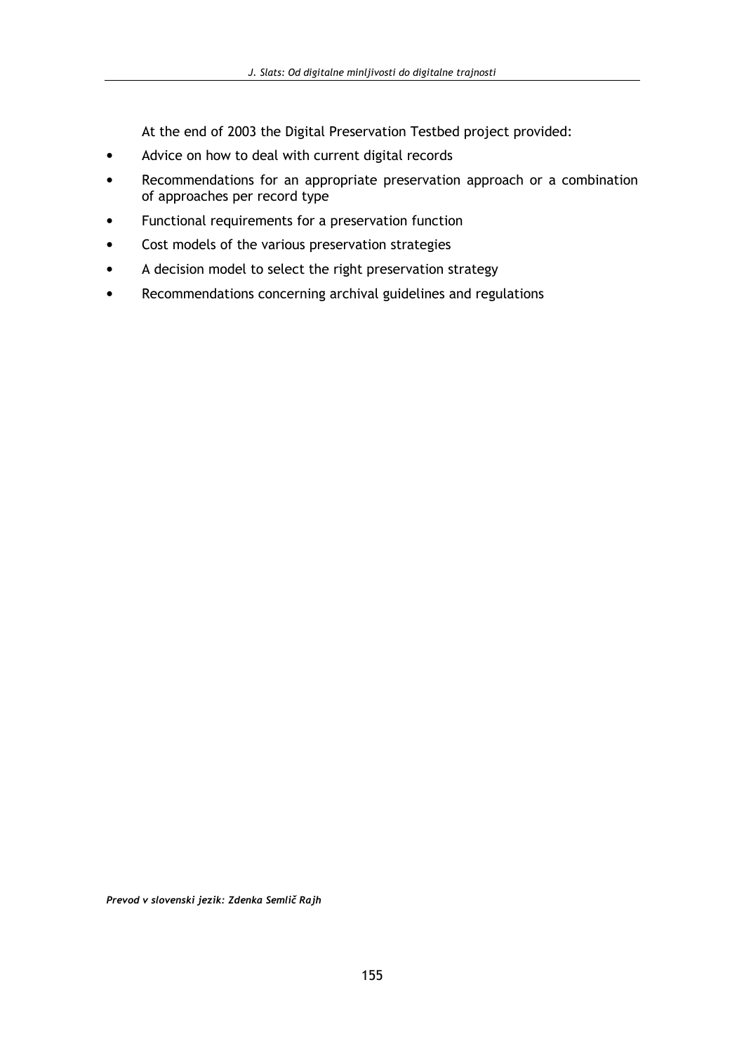At the end of 2003 the Digital Preservation Testbed project provided:

- Advice on how to deal with current digital records
- Recommendations for an appropriate preservation approach or a combination of approaches per record type
- Functional requirements for a preservation function
- Cost models of the various preservation strategies
- A decision model to select the right preservation strategy
- Recommendations concerning archival guidelines and regulations

***Prevod v slovenski jezik: Zdenka Semlič Rajh***